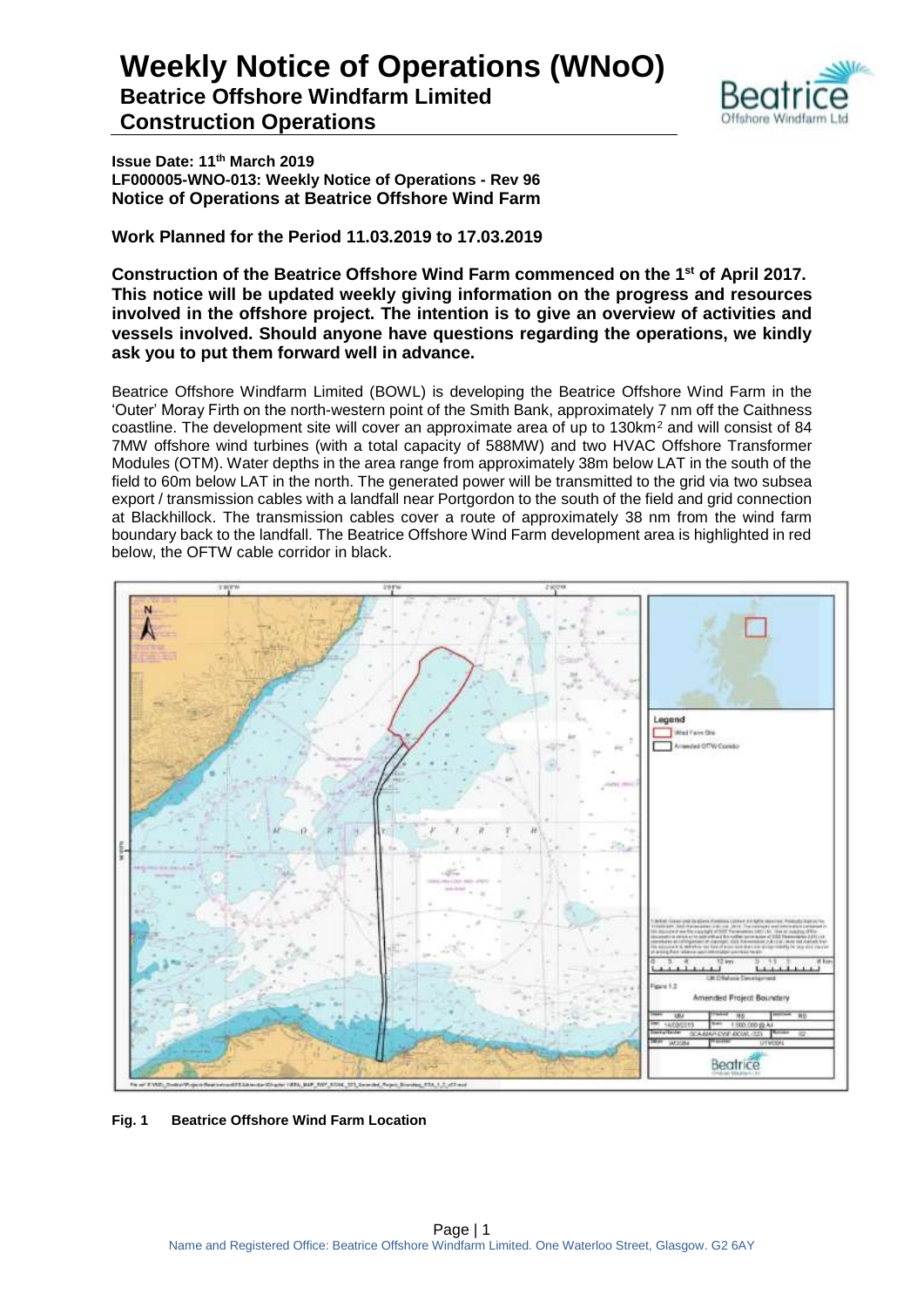# Weekly Notice of Operations (WNoO)

## Beatrice Offshore Windfarm Limited
## Construction Operations

**Issue Date: 11th March 2019**
**LF000005-WNO-013: Weekly Notice of Operations - Rev 96**
**Notice of Operations at Beatrice Offshore Wind Farm**

**Work Planned for the Period 11.03.2019 to 17.03.2019**

**Construction of the Beatrice Offshore Wind Farm commenced on the 1st of April 2017. This notice will be updated weekly giving information on the progress and resources involved in the offshore project. The intention is to give an overview of activities and vessels involved. Should anyone have questions regarding the operations, we kindly ask you to put them forward well in advance.**

Beatrice Offshore Windfarm Limited (BOWL) is developing the Beatrice Offshore Wind Farm in the 'Outer' Moray Firth on the north-western point of the Smith Bank, approximately 7 nm off the Caithness coastline. The development site will cover an approximate area of up to 130km$^2$ and will consist of 84 7MW offshore wind turbines (with a total capacity of 588MW) and two HVAC Offshore Transformer Modules (OTM). Water depths in the area range from approximately 38m below LAT in the south of the field to 60m below LAT in the north. The generated power will be transmitted to the grid via two subsea export / transmission cables with a landfall near Portgordon to the south of the field and grid connection at Blackhillock. The transmission cables cover a route of approximately 38 nm from the wind farm boundary back to the landfall. The Beatrice Offshore Wind Farm development area is highlighted in red below, the OFTW cable corridor in black.

**Fig. 1 Beatrice Offshore Wind Farm Location**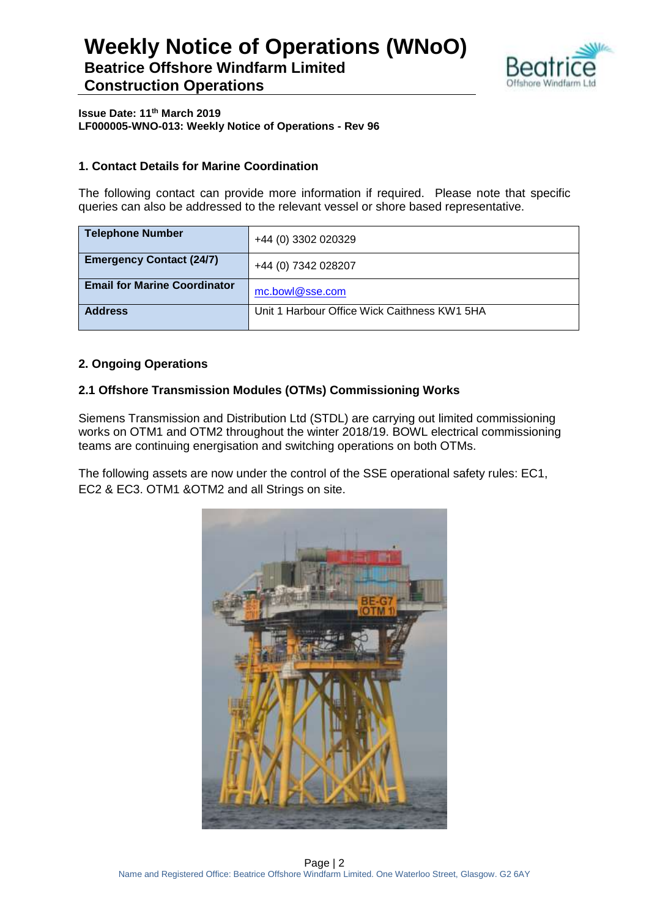# Weekly Notice of Operations (WNoO)
## Beatrice Offshore Windfarm Limited
## Construction Operations

**Issue Date: 11th March 2019**
**LF000005-WNO-013: Weekly Notice of Operations - Rev 96**

### 1. Contact Details for Marine Coordination

The following contact can provide more information if required. Please note that specific queries can also be addressed to the relevant vessel or shore based representative.

| | |
|---|---|
| **Telephone Number** | +44 (0) 3302 020329 |
| **Emergency Contact (24/7)** | +44 (0) 7342 028207 |
| **Email for Marine Coordinator** | mc.bowl@sse.com |
| **Address** | Unit 1 Harbour Office Wick Caithness KW1 5HA |

### 2. Ongoing Operations

### 2.1 Offshore Transmission Modules (OTMs) Commissioning Works

Siemens Transmission and Distribution Ltd (STDL) are carrying out limited commissioning works on OTM1 and OTM2 throughout the winter 2018/19. BOWL electrical commissioning teams are continuing energisation and switching operations on both OTMs.

The following assets are now under the control of the SSE operational safety rules: EC1, EC2 & EC3. OTM1 &OTM2 and all Strings on site.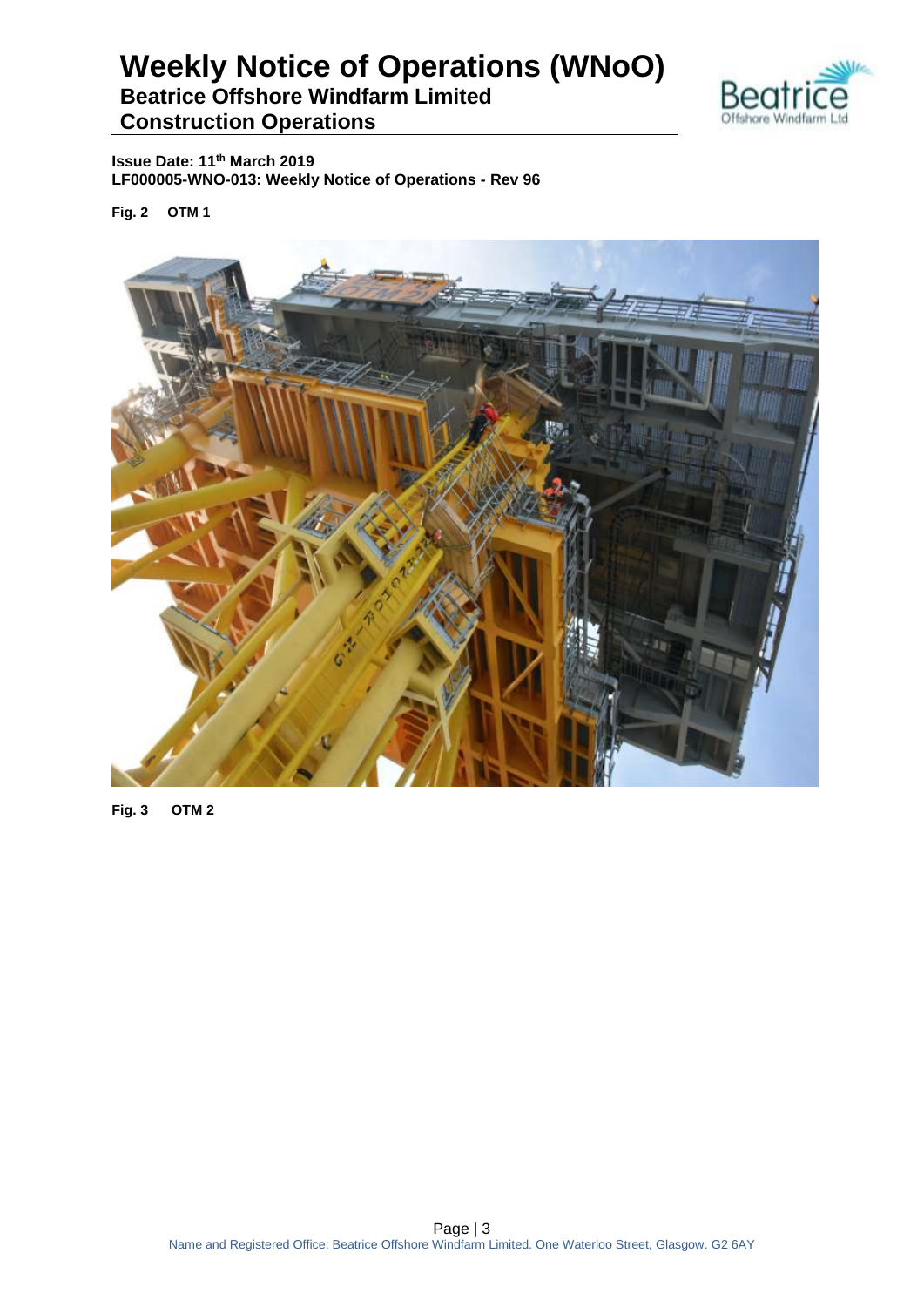**Fig. 2 OTM 1**

**Fig. 3 OTM 2**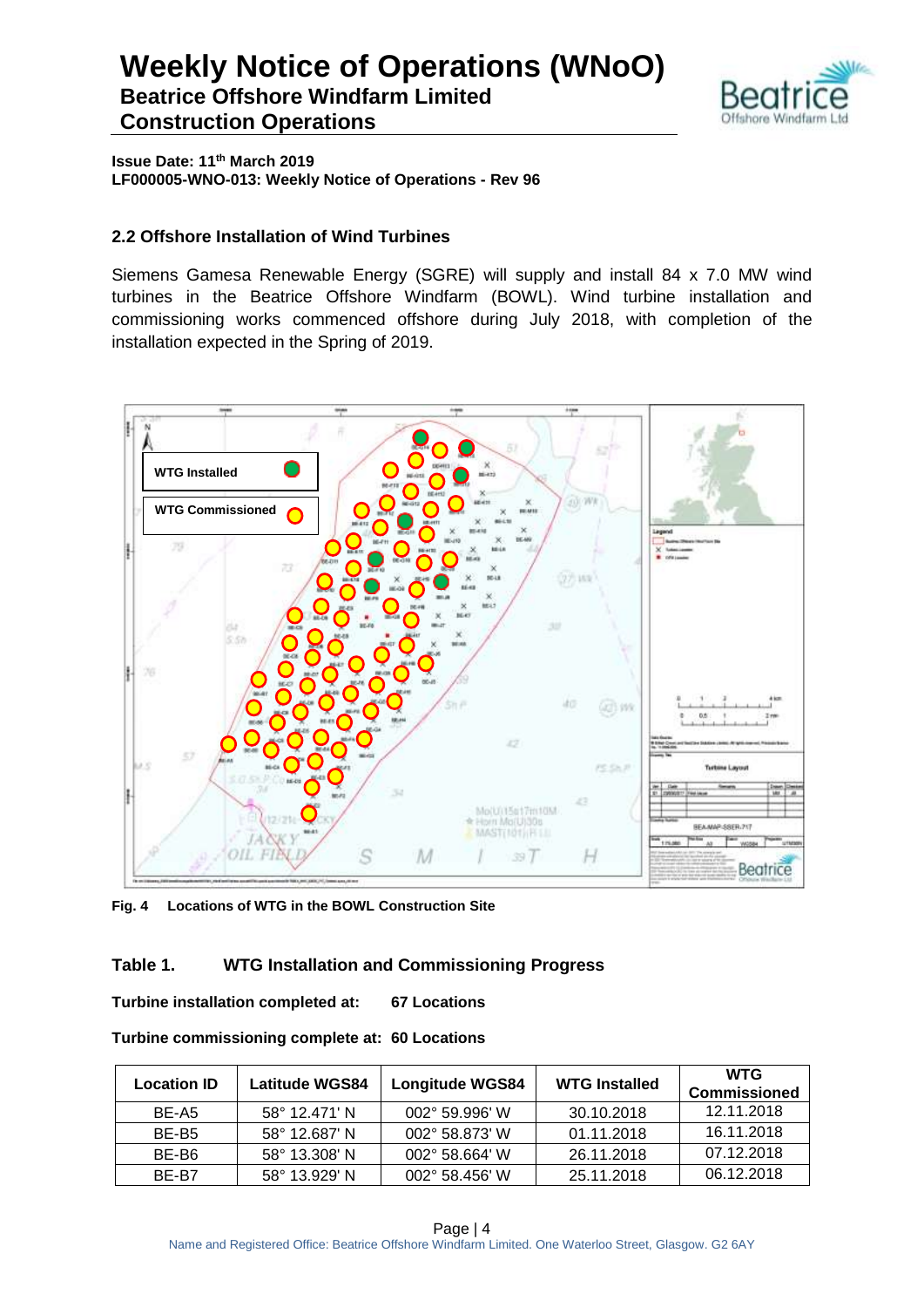### 2.2 Offshore Installation of Wind Turbines

Siemens Gamesa Renewable Energy (SGRE) will supply and install 84 x 7.0 MW wind turbines in the Beatrice Offshore Windfarm (BOWL). Wind turbine installation and commissioning works commenced offshore during July 2018, with completion of the installation expected in the Spring of 2019.

**Fig. 4 Locations of WTG in the BOWL Construction Site**

### Table 1. WTG Installation and Commissioning Progress

**Turbine installation completed at: 67 Locations**

**Turbine commissioning complete at: 60 Locations**

| Location ID | Latitude WGS84 | Longitude WGS84 | WTG Installed | WTG Commissioned |
|---|---|---|---|---|
| BE-A5 | 58° 12.471' N | 002° 59.996' W | 30.10.2018 | 12.11.2018 |
| BE-B5 | 58° 12.687' N | 002° 58.873' W | 01.11.2018 | 16.11.2018 |
| BE-B6 | 58° 13.308' N | 002° 58.664' W | 26.11.2018 | 07.12.2018 |
| BE-B7 | 58° 13.929' N | 002° 58.456' W | 25.11.2018 | 06.12.2018 |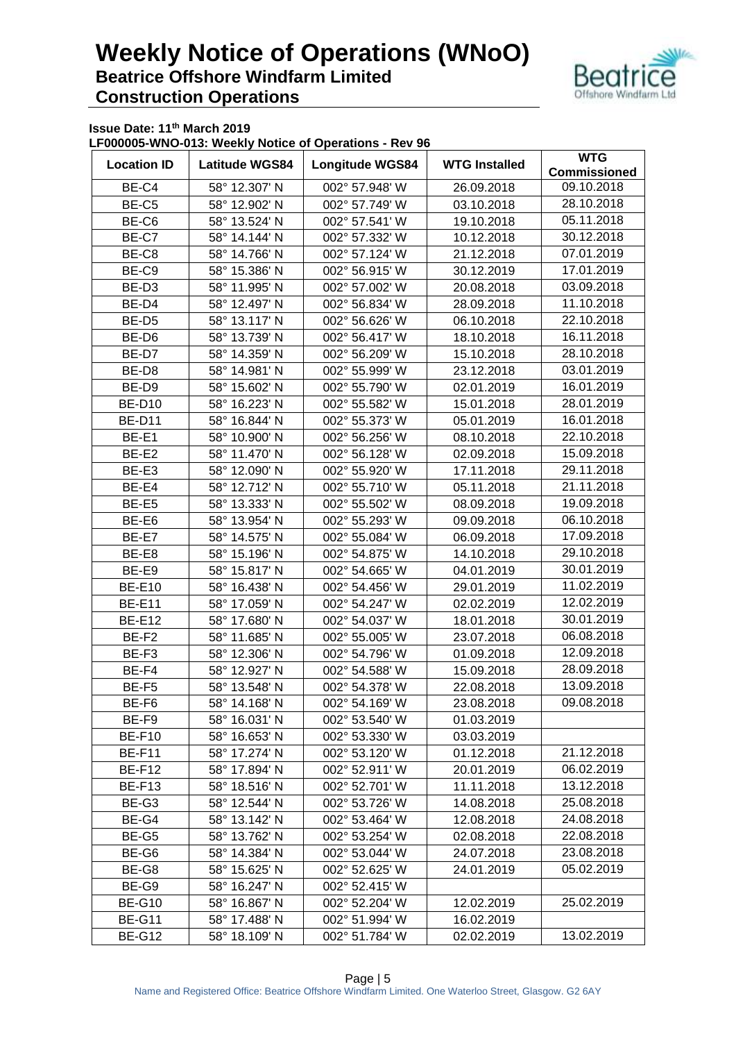# Weekly Notice of Operations (WNoO)

## Beatrice Offshore Windfarm Limited

## Construction Operations

**Issue Date: 11th March 2019**

**LF000005-WNO-013: Weekly Notice of Operations - Rev 96**

| Location ID | Latitude WGS84 | Longitude WGS84 | WTG Installed | WTG Commissioned |
|---|---|---|---|---|
| BE-C4 | 58° 12.307' N | 002° 57.948' W | 26.09.2018 | 09.10.2018 |
| BE-C5 | 58° 12.902' N | 002° 57.749' W | 03.10.2018 | 28.10.2018 |
| BE-C6 | 58° 13.524' N | 002° 57.541' W | 19.10.2018 | 05.11.2018 |
| BE-C7 | 58° 14.144' N | 002° 57.332' W | 10.12.2018 | 30.12.2018 |
| BE-C8 | 58° 14.766' N | 002° 57.124' W | 21.12.2018 | 07.01.2019 |
| BE-C9 | 58° 15.386' N | 002° 56.915' W | 30.12.2019 | 17.01.2019 |
| BE-D3 | 58° 11.995' N | 002° 57.002' W | 20.08.2018 | 03.09.2018 |
| BE-D4 | 58° 12.497' N | 002° 56.834' W | 28.09.2018 | 11.10.2018 |
| BE-D5 | 58° 13.117' N | 002° 56.626' W | 06.10.2018 | 22.10.2018 |
| BE-D6 | 58° 13.739' N | 002° 56.417' W | 18.10.2018 | 16.11.2018 |
| BE-D7 | 58° 14.359' N | 002° 56.209' W | 15.10.2018 | 28.10.2018 |
| BE-D8 | 58° 14.981' N | 002° 55.999' W | 23.12.2018 | 03.01.2019 |
| BE-D9 | 58° 15.602' N | 002° 55.790' W | 02.01.2019 | 16.01.2019 |
| BE-D10 | 58° 16.223' N | 002° 55.582' W | 15.01.2018 | 28.01.2019 |
| BE-D11 | 58° 16.844' N | 002° 55.373' W | 05.01.2019 | 16.01.2018 |
| BE-E1 | 58° 10.900' N | 002° 56.256' W | 08.10.2018 | 22.10.2018 |
| BE-E2 | 58° 11.470' N | 002° 56.128' W | 02.09.2018 | 15.09.2018 |
| BE-E3 | 58° 12.090' N | 002° 55.920' W | 17.11.2018 | 29.11.2018 |
| BE-E4 | 58° 12.712' N | 002° 55.710' W | 05.11.2018 | 21.11.2018 |
| BE-E5 | 58° 13.333' N | 002° 55.502' W | 08.09.2018 | 19.09.2018 |
| BE-E6 | 58° 13.954' N | 002° 55.293' W | 09.09.2018 | 06.10.2018 |
| BE-E7 | 58° 14.575' N | 002° 55.084' W | 06.09.2018 | 17.09.2018 |
| BE-E8 | 58° 15.196' N | 002° 54.875' W | 14.10.2018 | 29.10.2018 |
| BE-E9 | 58° 15.817' N | 002° 54.665' W | 04.01.2019 | 30.01.2019 |
| BE-E10 | 58° 16.438' N | 002° 54.456' W | 29.01.2019 | 11.02.2019 |
| BE-E11 | 58° 17.059' N | 002° 54.247' W | 02.02.2019 | 12.02.2019 |
| BE-E12 | 58° 17.680' N | 002° 54.037' W | 18.01.2018 | 30.01.2019 |
| BE-F2 | 58° 11.685' N | 002° 55.005' W | 23.07.2018 | 06.08.2018 |
| BE-F3 | 58° 12.306' N | 002° 54.796' W | 01.09.2018 | 12.09.2018 |
| BE-F4 | 58° 12.927' N | 002° 54.588' W | 15.09.2018 | 28.09.2018 |
| BE-F5 | 58° 13.548' N | 002° 54.378' W | 22.08.2018 | 13.09.2018 |
| BE-F6 | 58° 14.168' N | 002° 54.169' W | 23.08.2018 | 09.08.2018 |
| BE-F9 | 58° 16.031' N | 002° 53.540' W | 01.03.2019 | |
| BE-F10 | 58° 16.653' N | 002° 53.330' W | 03.03.2019 | |
| BE-F11 | 58° 17.274' N | 002° 53.120' W | 01.12.2018 | 21.12.2018 |
| BE-F12 | 58° 17.894' N | 002° 52.911' W | 20.01.2019 | 06.02.2019 |
| BE-F13 | 58° 18.516' N | 002° 52.701' W | 11.11.2018 | 13.12.2018 |
| BE-G3 | 58° 12.544' N | 002° 53.726' W | 14.08.2018 | 25.08.2018 |
| BE-G4 | 58° 13.142' N | 002° 53.464' W | 12.08.2018 | 24.08.2018 |
| BE-G5 | 58° 13.762' N | 002° 53.254' W | 02.08.2018 | 22.08.2018 |
| BE-G6 | 58° 14.384' N | 002° 53.044' W | 24.07.2018 | 23.08.2018 |
| BE-G8 | 58° 15.625' N | 002° 52.625' W | 24.01.2019 | 05.02.2019 |
| BE-G9 | 58° 16.247' N | 002° 52.415' W | | |
| BE-G10 | 58° 16.867' N | 002° 52.204' W | 12.02.2019 | 25.02.2019 |
| BE-G11 | 58° 17.488' N | 002° 51.994' W | 16.02.2019 | |
| BE-G12 | 58° 18.109' N | 002° 51.784' W | 02.02.2019 | 13.02.2019 |

Name and Registered Office: Beatrice Offshore Windfarm Limited. One Waterloo Street, Glasgow. G2 6AY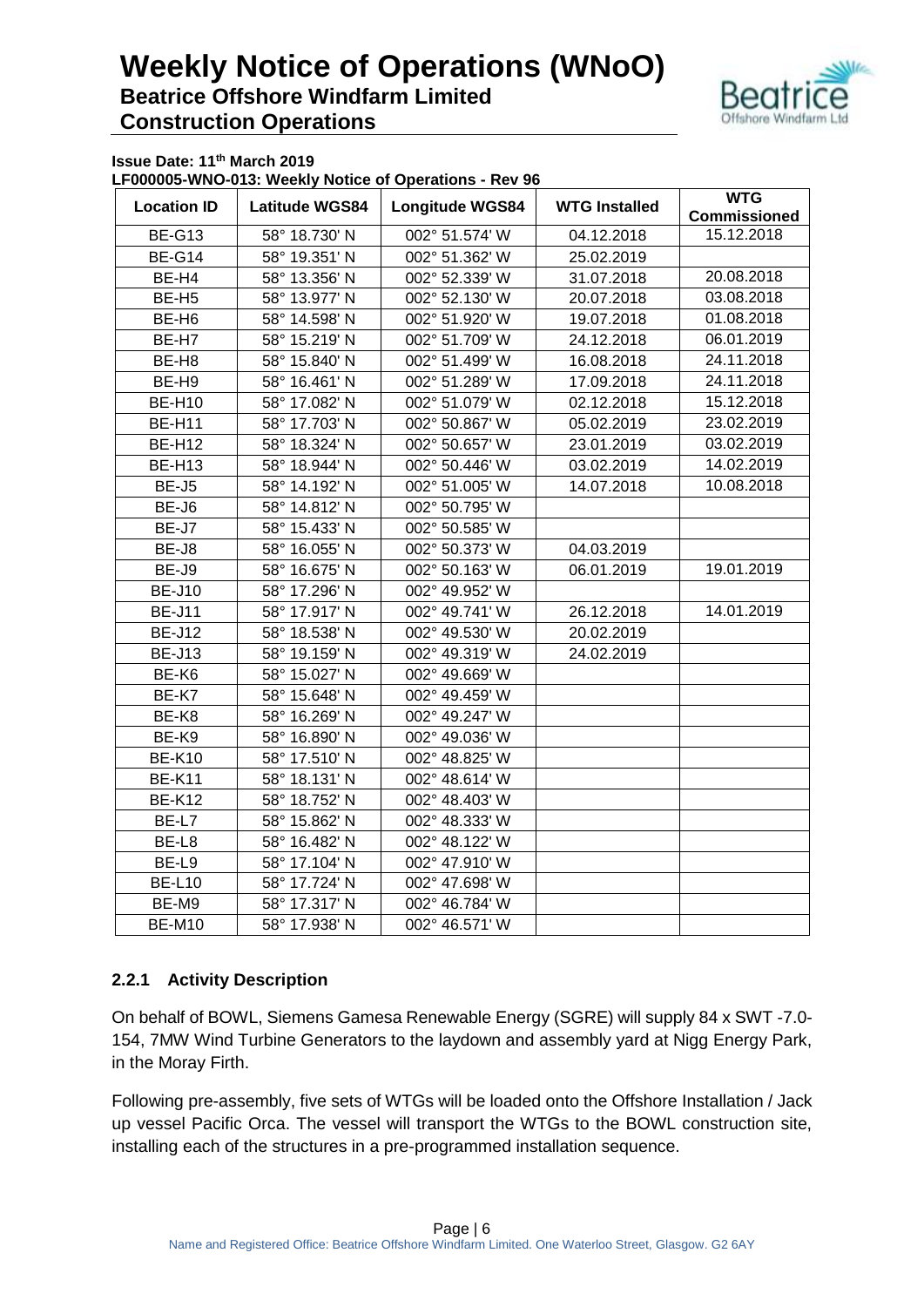**Issue Date: 11th March 2019**

**LF000005-WNO-013: Weekly Notice of Operations - Rev 96**

| Location ID | Latitude WGS84 | Longitude WGS84 | WTG Installed | WTG Commissioned |
|---|---|---|---|---|
| BE-G13 | 58° 18.730' N | 002° 51.574' W | 04.12.2018 | 15.12.2018 |
| BE-G14 | 58° 19.351' N | 002° 51.362' W | 25.02.2019 | |
| BE-H4 | 58° 13.356' N | 002° 52.339' W | 31.07.2018 | 20.08.2018 |
| BE-H5 | 58° 13.977' N | 002° 52.130' W | 20.07.2018 | 03.08.2018 |
| BE-H6 | 58° 14.598' N | 002° 51.920' W | 19.07.2018 | 01.08.2018 |
| BE-H7 | 58° 15.219' N | 002° 51.709' W | 24.12.2018 | 06.01.2019 |
| BE-H8 | 58° 15.840' N | 002° 51.499' W | 16.08.2018 | 24.11.2018 |
| BE-H9 | 58° 16.461' N | 002° 51.289' W | 17.09.2018 | 24.11.2018 |
| BE-H10 | 58° 17.082' N | 002° 51.079' W | 02.12.2018 | 15.12.2018 |
| BE-H11 | 58° 17.703' N | 002° 50.867' W | 05.02.2019 | 23.02.2019 |
| BE-H12 | 58° 18.324' N | 002° 50.657' W | 23.01.2019 | 03.02.2019 |
| BE-H13 | 58° 18.944' N | 002° 50.446' W | 03.02.2019 | 14.02.2019 |
| BE-J5 | 58° 14.192' N | 002° 51.005' W | 14.07.2018 | 10.08.2018 |
| BE-J6 | 58° 14.812' N | 002° 50.795' W | | |
| BE-J7 | 58° 15.433' N | 002° 50.585' W | | |
| BE-J8 | 58° 16.055' N | 002° 50.373' W | 04.03.2019 | |
| BE-J9 | 58° 16.675' N | 002° 50.163' W | 06.01.2019 | 19.01.2019 |
| BE-J10 | 58° 17.296' N | 002° 49.952' W | | |
| BE-J11 | 58° 17.917' N | 002° 49.741' W | 26.12.2018 | 14.01.2019 |
| BE-J12 | 58° 18.538' N | 002° 49.530' W | 20.02.2019 | |
| BE-J13 | 58° 19.159' N | 002° 49.319' W | 24.02.2019 | |
| BE-K6 | 58° 15.027' N | 002° 49.669' W | | |
| BE-K7 | 58° 15.648' N | 002° 49.459' W | | |
| BE-K8 | 58° 16.269' N | 002° 49.247' W | | |
| BE-K9 | 58° 16.890' N | 002° 49.036' W | | |
| BE-K10 | 58° 17.510' N | 002° 48.825' W | | |
| BE-K11 | 58° 18.131' N | 002° 48.614' W | | |
| BE-K12 | 58° 18.752' N | 002° 48.403' W | | |
| BE-L7 | 58° 15.862' N | 002° 48.333' W | | |
| BE-L8 | 58° 16.482' N | 002° 48.122' W | | |
| BE-L9 | 58° 17.104' N | 002° 47.910' W | | |
| BE-L10 | 58° 17.724' N | 002° 47.698' W | | |
| BE-M9 | 58° 17.317' N | 002° 46.784' W | | |
| BE-M10 | 58° 17.938' N | 002° 46.571' W | | |

### 2.2.1 Activity Description

On behalf of BOWL, Siemens Gamesa Renewable Energy (SGRE) will supply 84 x SWT -7.0-154, 7MW Wind Turbine Generators to the laydown and assembly yard at Nigg Energy Park, in the Moray Firth.

Following pre-assembly, five sets of WTGs will be loaded onto the Offshore Installation / Jack up vessel Pacific Orca. The vessel will transport the WTGs to the BOWL construction site, installing each of the structures in a pre-programmed installation sequence.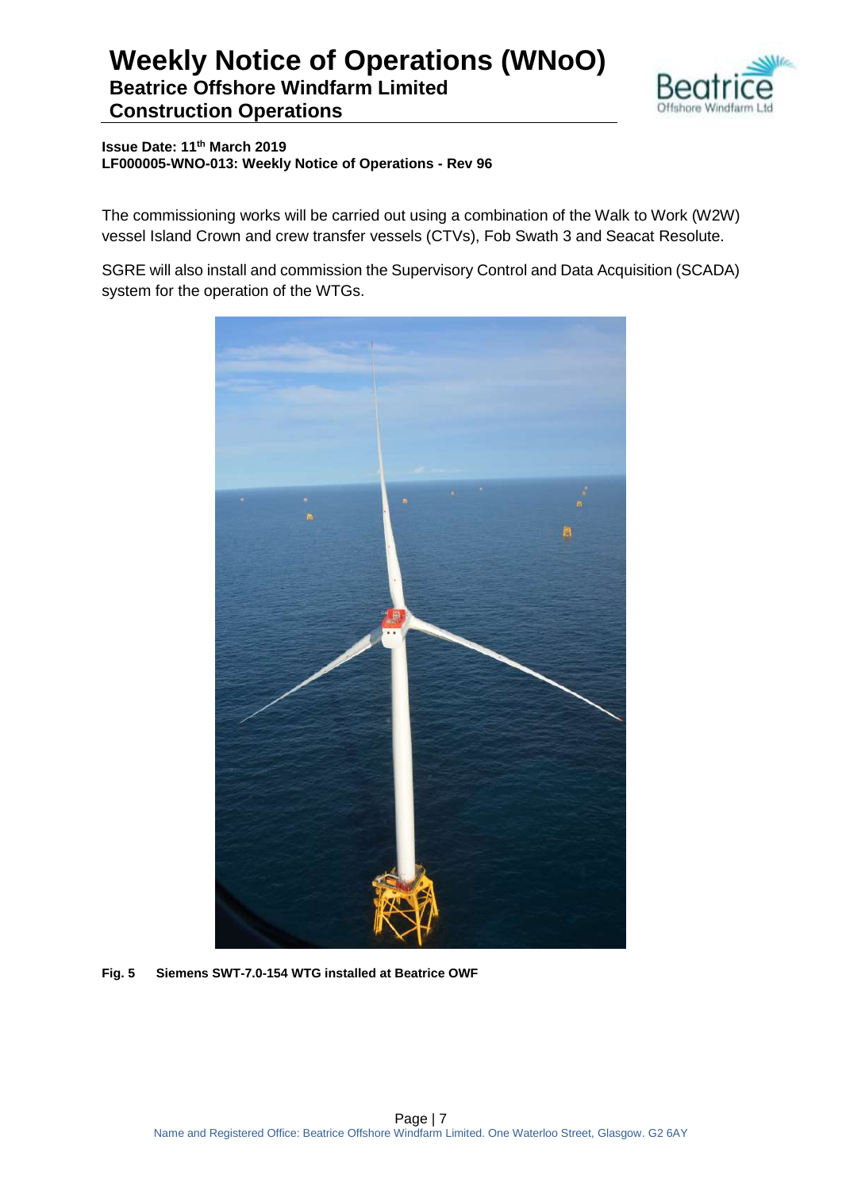The commissioning works will be carried out using a combination of the Walk to Work (W2W) vessel Island Crown and crew transfer vessels (CTVs), Fob Swath 3 and Seacat Resolute.

SGRE will also install and commission the Supervisory Control and Data Acquisition (SCADA) system for the operation of the WTGs.

**Fig. 5 Siemens SWT-7.0-154 WTG installed at Beatrice OWF**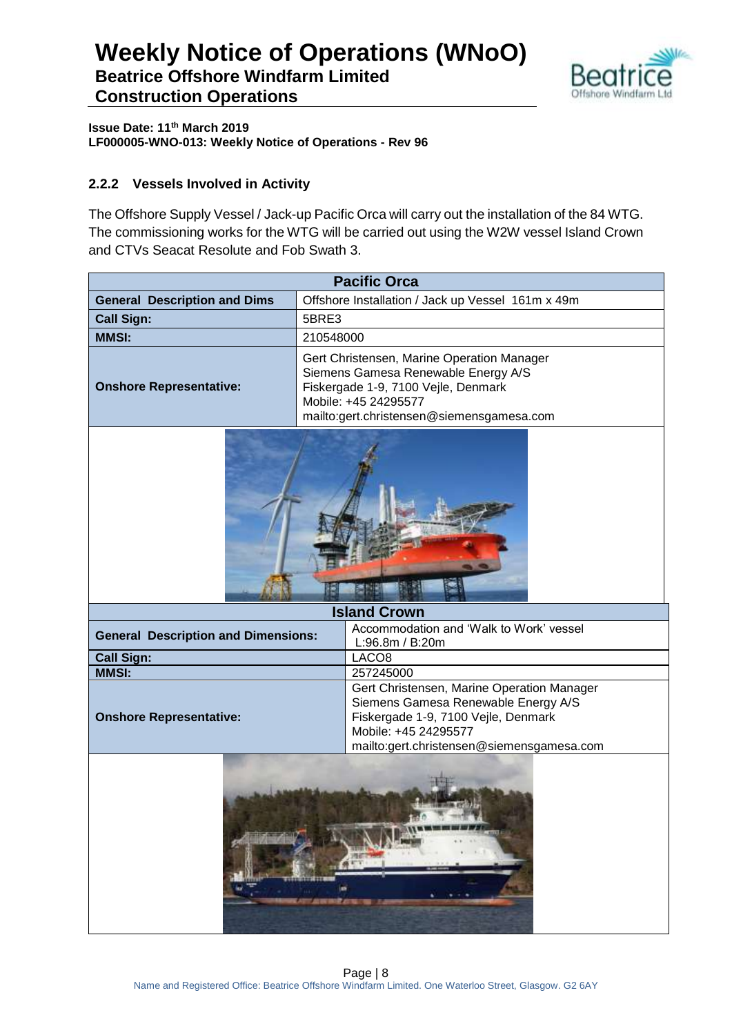**Issue Date: 11th March 2019**
**LF000005-WNO-013: Weekly Notice of Operations - Rev 96**

### 2.2.2 Vessels Involved in Activity

The Offshore Supply Vessel / Jack-up Pacific Orca will carry out the installation of the 84 WTG. The commissioning works for the WTG will be carried out using the W2W vessel Island Crown and CTVs Seacat Resolute and Fob Swath 3.

| Pacific Orca | |
|---|---|
| **General Description and Dims** | Offshore Installation / Jack up Vessel 161m x 49m |
| **Call Sign:** | 5BRE3 |
| **MMSI:** | 210548000 |
| **Onshore Representative:** | Gert Christensen, Marine Operation Manager<br>Siemens Gamesa Renewable Energy A/S<br>Fiskergade 1-9, 7100 Vejle, Denmark<br>Mobile: +45 24295577<br>mailto:gert.christensen@siemensgamesa.com |

| Island Crown | |
|---|---|
| **General Description and Dimensions:** | Accommodation and 'Walk to Work' vessel<br>L:96.8m / B:20m |
| **Call Sign:** | LACO8 |
| **MMSI:** | 257245000 |
| **Onshore Representative:** | Gert Christensen, Marine Operation Manager<br>Siemens Gamesa Renewable Energy A/S<br>Fiskergade 1-9, 7100 Vejle, Denmark<br>Mobile: +45 24295577<br>mailto:gert.christensen@siemensgamesa.com |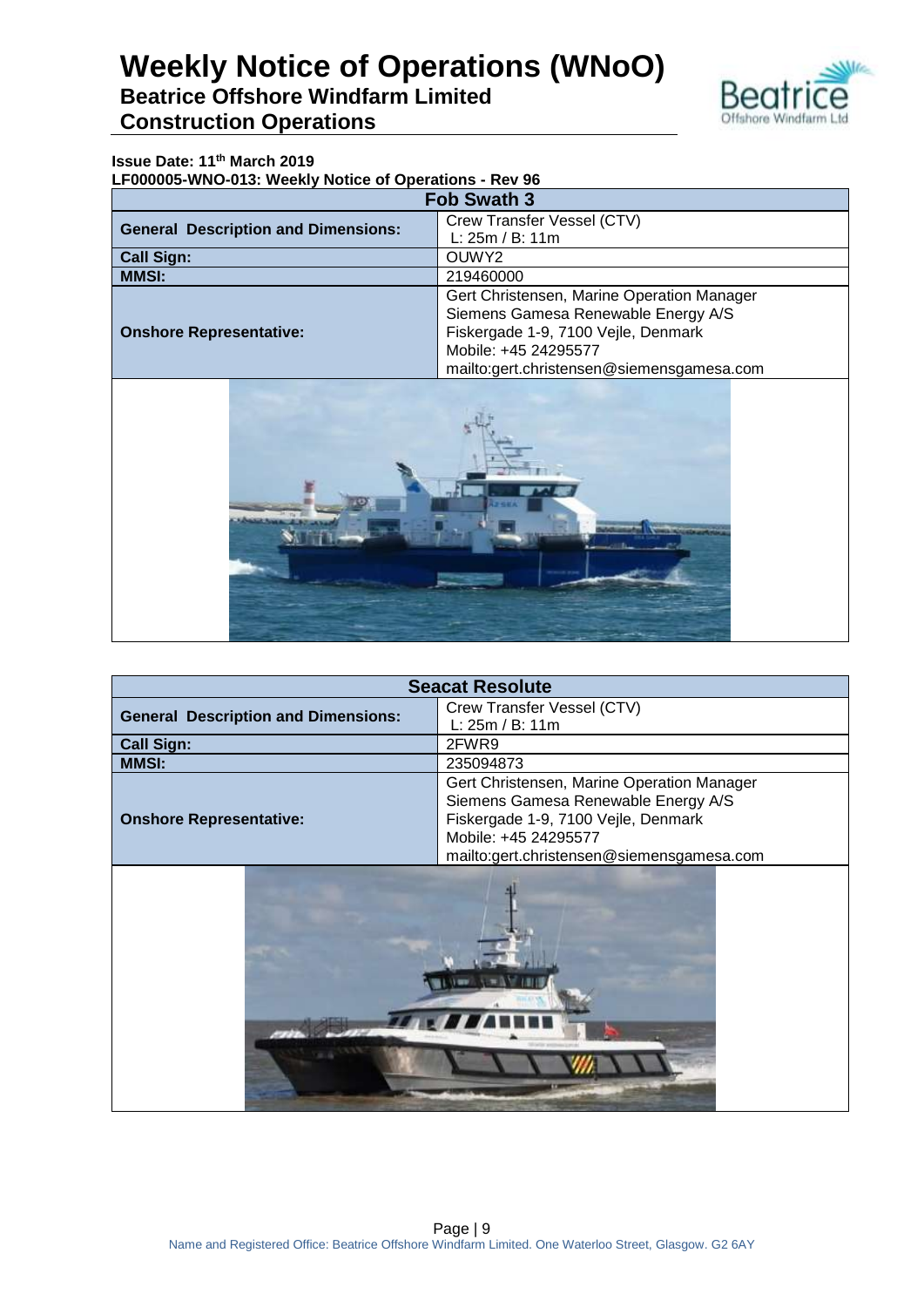Issue Date: 11th March 2019
LF000005-WNO-013: Weekly Notice of Operations - Rev 96

| Fob Swath 3 | |
|---|---|
| **General Description and Dimensions:** | Crew Transfer Vessel (CTV) L: 25m / B: 11m |
| **Call Sign:** | OUWY2 |
| **MMSI:** | 219460000 |
| **Onshore Representative:** | Gert Christensen, Marine Operation Manager<br>Siemens Gamesa Renewable Energy A/S<br>Fiskergade 1-9, 7100 Vejle, Denmark<br>Mobile: +45 24295577<br>mailto:gert.christensen@siemensgamesa.com |

| Seacat Resolute | |
|---|---|
| **General Description and Dimensions:** | Crew Transfer Vessel (CTV) L: 25m / B: 11m |
| **Call Sign:** | 2FWR9 |
| **MMSI:** | 235094873 |
| **Onshore Representative:** | Gert Christensen, Marine Operation Manager<br>Siemens Gamesa Renewable Energy A/S<br>Fiskergade 1-9, 7100 Vejle, Denmark<br>Mobile: +45 24295577<br>mailto:gert.christensen@siemensgamesa.com |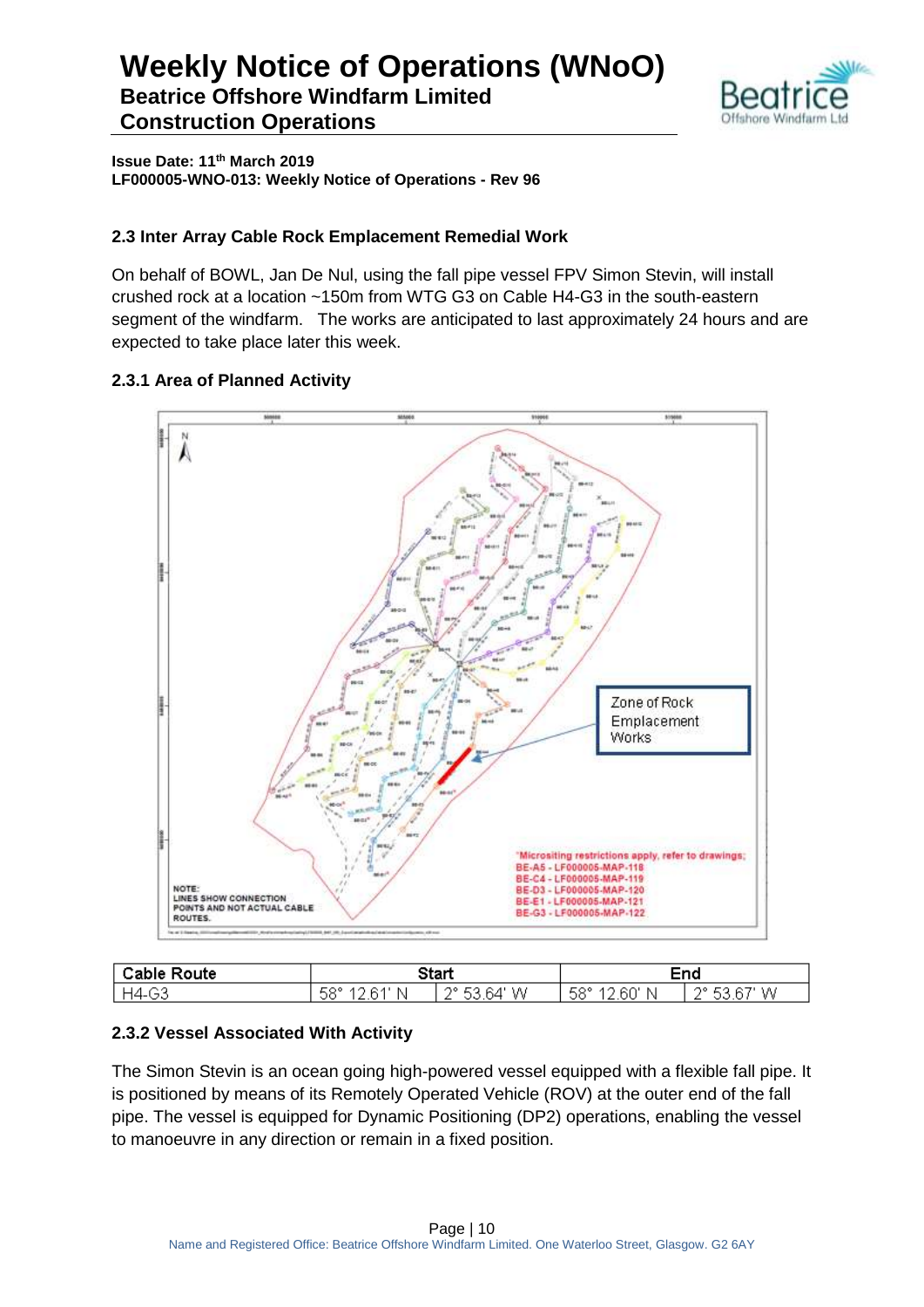### 2.3 Inter Array Cable Rock Emplacement Remedial Work

On behalf of BOWL, Jan De Nul, using the fall pipe vessel FPV Simon Stevin, will install crushed rock at a location ~150m from WTG G3 on Cable H4-G3 in the south-eastern segment of the windfarm. The works are anticipated to last approximately 24 hours and are expected to take place later this week.

#### 2.3.1 Area of Planned Activity

Zone of Rock Emplacement Works

NOTE:
LINES SHOW CONNECTION POINTS AND NOT ACTUAL CABLE ROUTES.

*Micrositing restrictions apply, refer to drawings:
BE-A5 - LF000005-MAP-118
BE-C4 - LF000005-MAP-119
BE-D3 - LF000005-MAP-120
BE-E1 - LF000005-MAP-121
BE-G3 - LF000005-MAP-122

| Cable Route | Start | | End | |
|---|---|---|---|---|
| H4-G3 | 58° 12.61' N | 2° 53.64' W | 58° 12.60' N | 2° 53.67' W |

#### 2.3.2 Vessel Associated With Activity

The Simon Stevin is an ocean going high-powered vessel equipped with a flexible fall pipe. It is positioned by means of its Remotely Operated Vehicle (ROV) at the outer end of the fall pipe. The vessel is equipped for Dynamic Positioning (DP2) operations, enabling the vessel to manoeuvre in any direction or remain in a fixed position.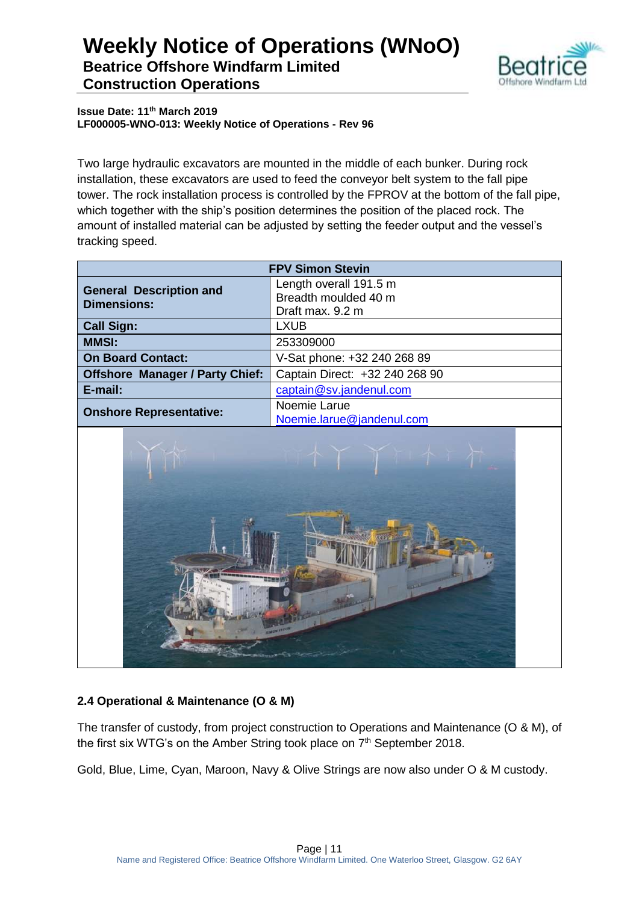Two large hydraulic excavators are mounted in the middle of each bunker. During rock installation, these excavators are used to feed the conveyor belt system to the fall pipe tower. The rock installation process is controlled by the FPROV at the bottom of the fall pipe, which together with the ship's position determines the position of the placed rock. The amount of installed material can be adjusted by setting the feeder output and the vessel's tracking speed.

| FPV Simon Stevin | |
|---|---|
| **General Description and Dimensions:** | Length overall 191.5 m<br>Breadth moulded 40 m<br>Draft max. 9.2 m |
| **Call Sign:** | LXUB |
| **MMSI:** | 253309000 |
| **On Board Contact:** | V-Sat phone: +32 240 268 89 |
| **Offshore Manager / Party Chief:** | Captain Direct: +32 240 268 90 |
| **E-mail:** | captain@sv.jandenul.com |
| **Onshore Representative:** | Noemie Larue<br>Noemie.larue@jandenul.com |

### 2.4 Operational & Maintenance (O & M)

The transfer of custody, from project construction to Operations and Maintenance (O & M), of the first six WTG's on the Amber String took place on 7th September 2018.

Gold, Blue, Lime, Cyan, Maroon, Navy & Olive Strings are now also under O & M custody.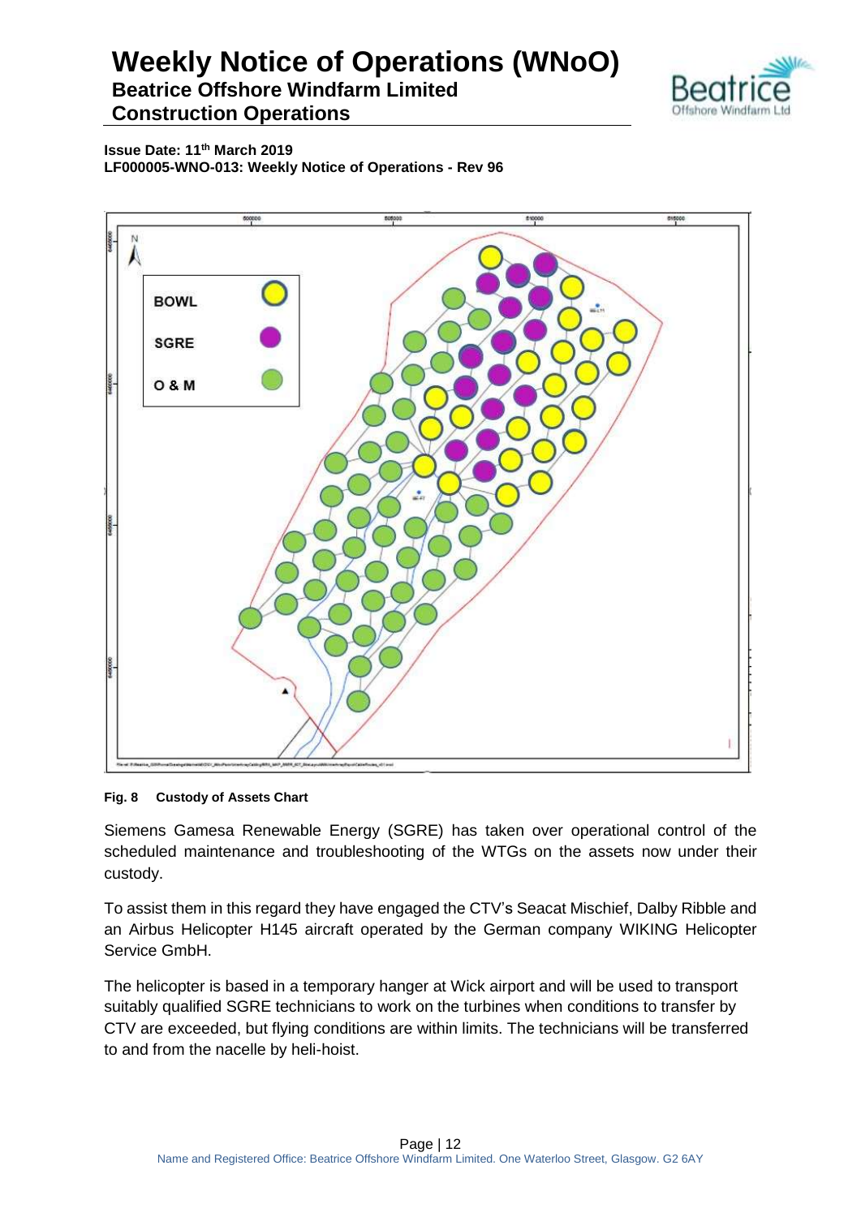Issue Date: 11th March 2019
LF000005-WNO-013: Weekly Notice of Operations - Rev 96

BOWL

SGRE

O & M

**Fig. 8 Custody of Assets Chart**

Siemens Gamesa Renewable Energy (SGRE) has taken over operational control of the scheduled maintenance and troubleshooting of the WTGs on the assets now under their custody.

To assist them in this regard they have engaged the CTV's Seacat Mischief, Dalby Ribble and an Airbus Helicopter H145 aircraft operated by the German company WIKING Helicopter Service GmbH.

The helicopter is based in a temporary hanger at Wick airport and will be used to transport suitably qualified SGRE technicians to work on the turbines when conditions to transfer by CTV are exceeded, but flying conditions are within limits. The technicians will be transferred to and from the nacelle by heli-hoist.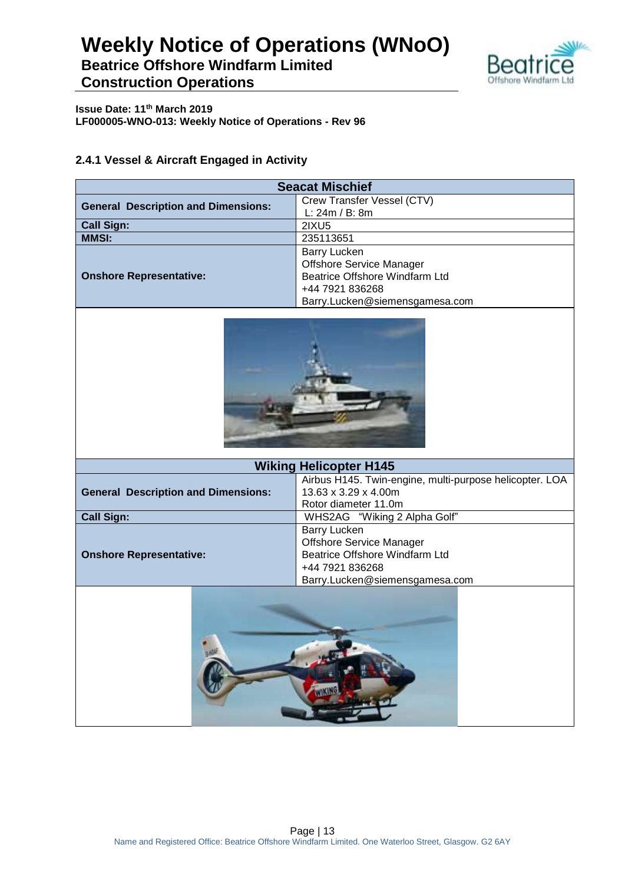### 2.4.1 Vessel & Aircraft Engaged in Activity

| Seacat Mischief | |
|---|---|
| **General Description and Dimensions:** | Crew Transfer Vessel (CTV)<br>L: 24m / B: 8m |
| **Call Sign:** | 2IXU5 |
| **MMSI:** | 235113651 |
| **Onshore Representative:** | Barry Lucken<br>Offshore Service Manager<br>Beatrice Offshore Windfarm Ltd<br>+44 7921 836268<br>Barry.Lucken@siemensgamesa.com |

| Wiking Helicopter H145 | |
|---|---|
| **General Description and Dimensions:** | Airbus H145. Twin-engine, multi-purpose helicopter. LOA 13.63 x 3.29 x 4.00m<br>Rotor diameter 11.0m |
| **Call Sign:** | WHS2AG "Wiking 2 Alpha Golf" |
| **Onshore Representative:** | Barry Lucken<br>Offshore Service Manager<br>Beatrice Offshore Windfarm Ltd<br>+44 7921 836268<br>Barry.Lucken@siemensgamesa.com |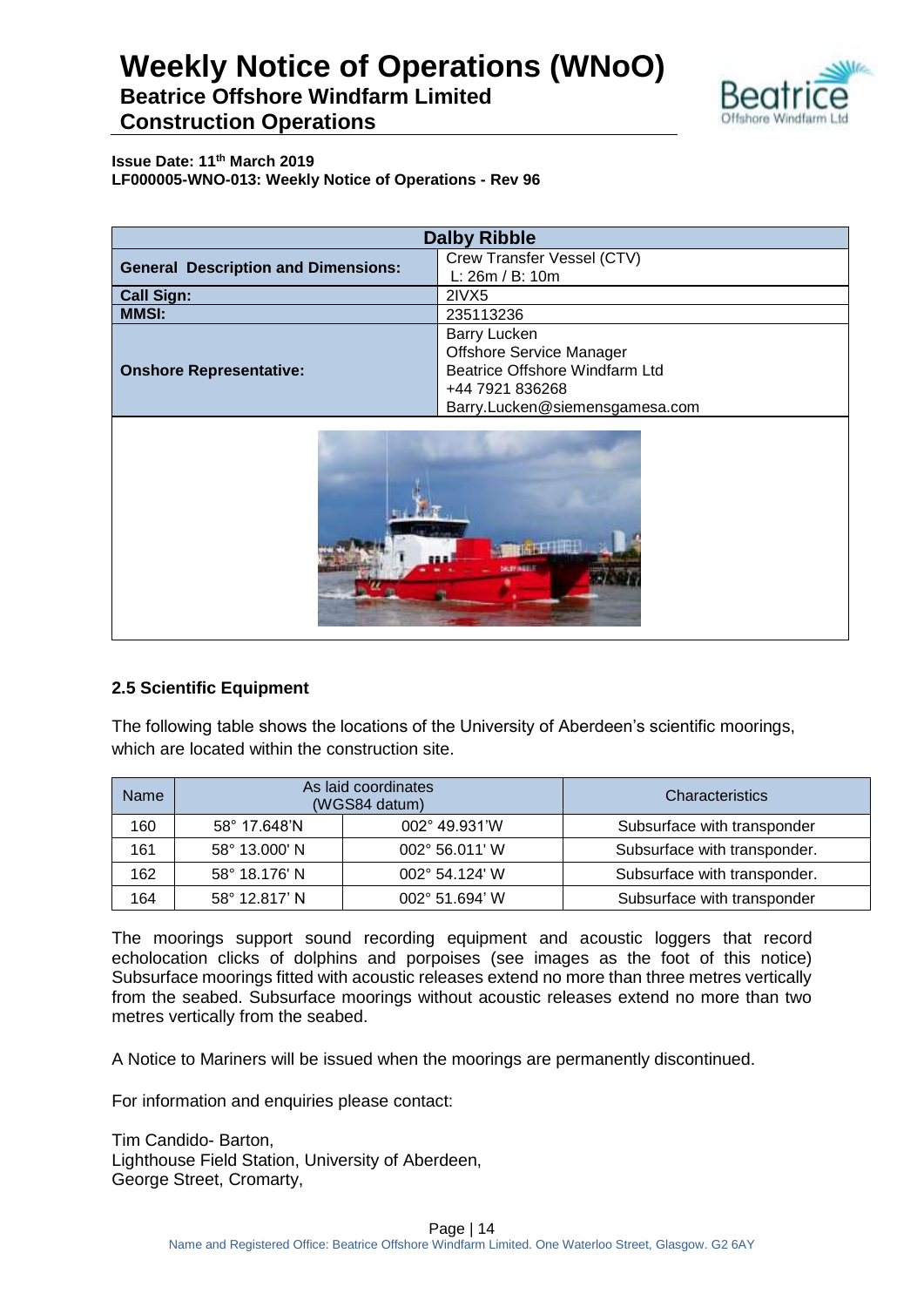| Dalby Ribble | |
|---|---|
| **General Description and Dimensions:** | Crew Transfer Vessel (CTV)<br>L: 26m / B: 10m |
| **Call Sign:** | 2IVX5 |
| **MMSI:** | 235113236 |
| **Onshore Representative:** | Barry Lucken<br>Offshore Service Manager<br>Beatrice Offshore Windfarm Ltd<br>+44 7921 836268<br>Barry.Lucken@siemensgamesa.com |

### 2.5 Scientific Equipment

The following table shows the locations of the University of Aberdeen's scientific moorings, which are located within the construction site.

| Name | As laid coordinates (WGS84 datum) | | Characteristics |
|---|---|---|---|
| 160 | 58° 17.648'N | 002° 49.931'W | Subsurface with transponder |
| 161 | 58° 13.000' N | 002° 56.011' W | Subsurface with transponder. |
| 162 | 58° 18.176' N | 002° 54.124' W | Subsurface with transponder. |
| 164 | 58° 12.817' N | 002° 51.694' W | Subsurface with transponder |

The moorings support sound recording equipment and acoustic loggers that record echolocation clicks of dolphins and porpoises (see images as the foot of this notice) Subsurface moorings fitted with acoustic releases extend no more than three metres vertically from the seabed. Subsurface moorings without acoustic releases extend no more than two metres vertically from the seabed.

A Notice to Mariners will be issued when the moorings are permanently discontinued.

For information and enquiries please contact:

Tim Candido- Barton,
Lighthouse Field Station, University of Aberdeen,
George Street, Cromarty,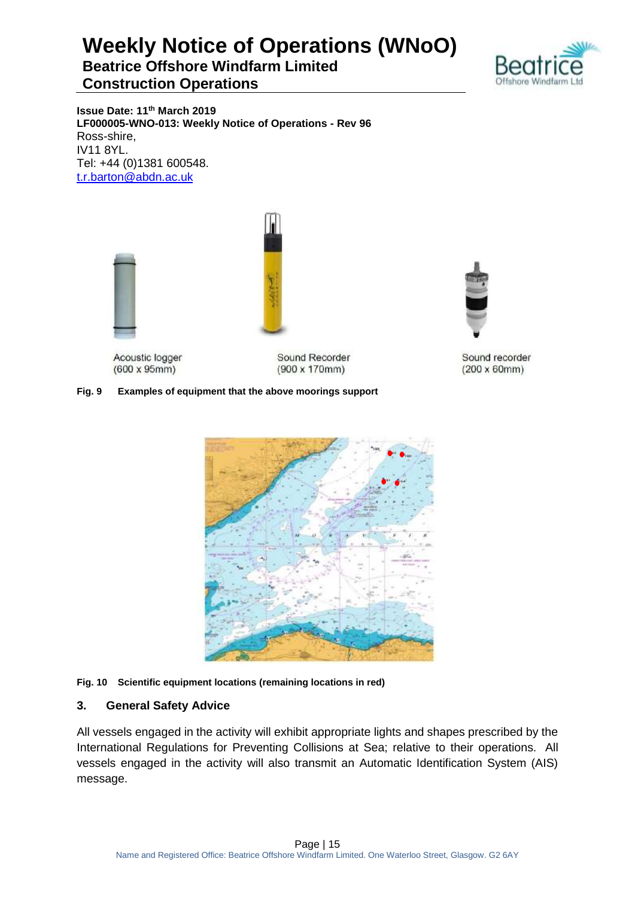**Issue Date: 11th March 2019**
**LF000005-WNO-013: Weekly Notice of Operations - Rev 96**
Ross-shire,
IV11 8YL.
Tel: +44 (0)1381 600548.
t.r.barton@abdn.ac.uk

Acoustic logger (600 x 95mm)

Sound Recorder (900 x 170mm)

Sound recorder (200 x 60mm)

**Fig. 9 Examples of equipment that the above moorings support**

**Fig. 10 Scientific equipment locations (remaining locations in red)**

## 3. General Safety Advice

All vessels engaged in the activity will exhibit appropriate lights and shapes prescribed by the International Regulations for Preventing Collisions at Sea; relative to their operations. All vessels engaged in the activity will also transmit an Automatic Identification System (AIS) message.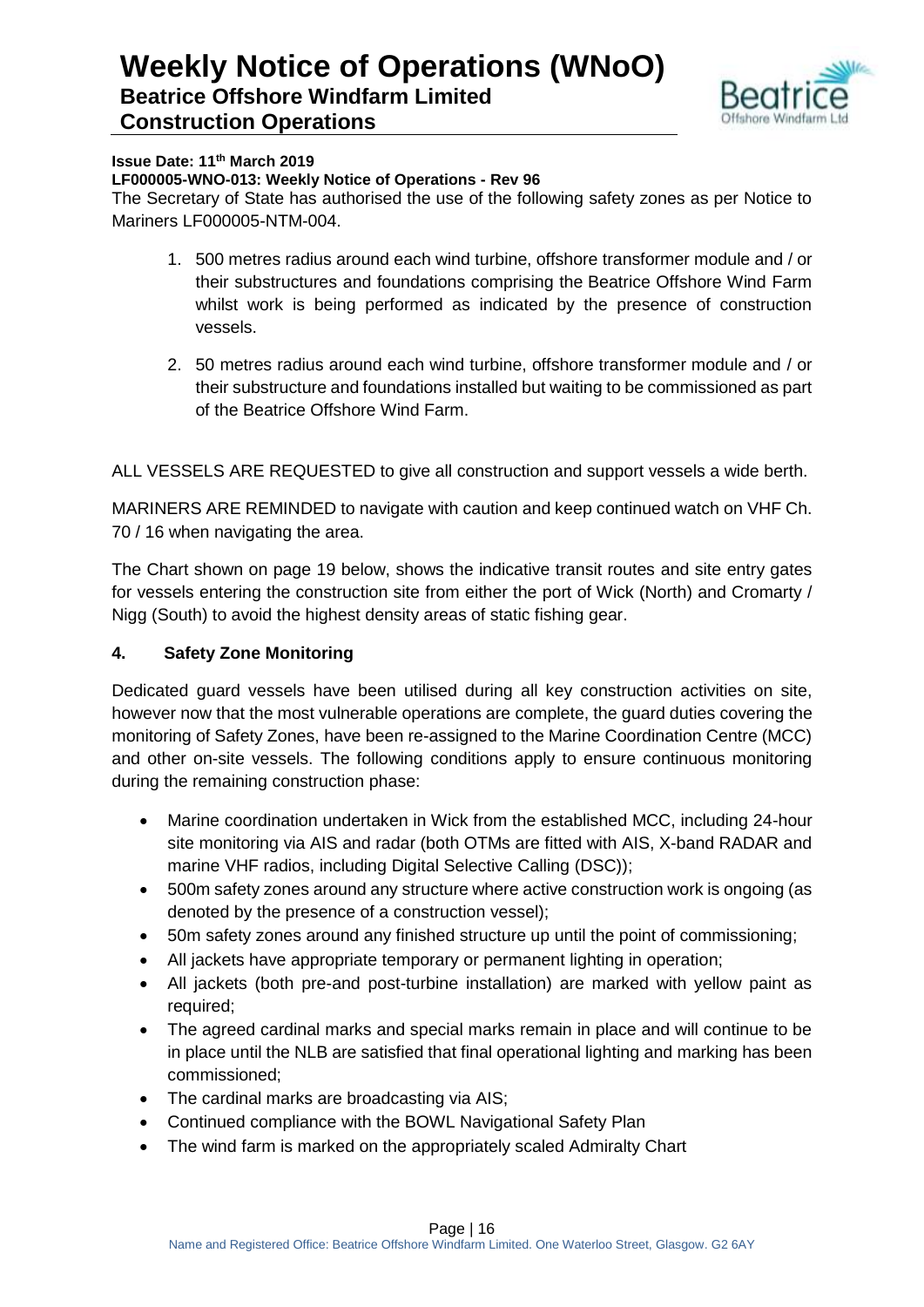**Issue Date: 11th March 2019**

**LF000005-WNO-013: Weekly Notice of Operations - Rev 96**

The Secretary of State has authorised the use of the following safety zones as per Notice to Mariners LF000005-NTM-004.

1. 500 metres radius around each wind turbine, offshore transformer module and / or their substructures and foundations comprising the Beatrice Offshore Wind Farm whilst work is being performed as indicated by the presence of construction vessels.
2. 50 metres radius around each wind turbine, offshore transformer module and / or their substructure and foundations installed but waiting to be commissioned as part of the Beatrice Offshore Wind Farm.

ALL VESSELS ARE REQUESTED to give all construction and support vessels a wide berth.

MARINERS ARE REMINDED to navigate with caution and keep continued watch on VHF Ch. 70 / 16 when navigating the area.

The Chart shown on page 19 below, shows the indicative transit routes and site entry gates for vessels entering the construction site from either the port of Wick (North) and Cromarty / Nigg (South) to avoid the highest density areas of static fishing gear.

## 4. Safety Zone Monitoring

Dedicated guard vessels have been utilised during all key construction activities on site, however now that the most vulnerable operations are complete, the guard duties covering the monitoring of Safety Zones, have been re-assigned to the Marine Coordination Centre (MCC) and other on-site vessels. The following conditions apply to ensure continuous monitoring during the remaining construction phase:

- Marine coordination undertaken in Wick from the established MCC, including 24-hour site monitoring via AIS and radar (both OTMs are fitted with AIS, X-band RADAR and marine VHF radios, including Digital Selective Calling (DSC));
- 500m safety zones around any structure where active construction work is ongoing (as denoted by the presence of a construction vessel);
- 50m safety zones around any finished structure up until the point of commissioning;
- All jackets have appropriate temporary or permanent lighting in operation;
- All jackets (both pre-and post-turbine installation) are marked with yellow paint as required;
- The agreed cardinal marks and special marks remain in place and will continue to be in place until the NLB are satisfied that final operational lighting and marking has been commissioned;
- The cardinal marks are broadcasting via AIS;
- Continued compliance with the BOWL Navigational Safety Plan
- The wind farm is marked on the appropriately scaled Admiralty Chart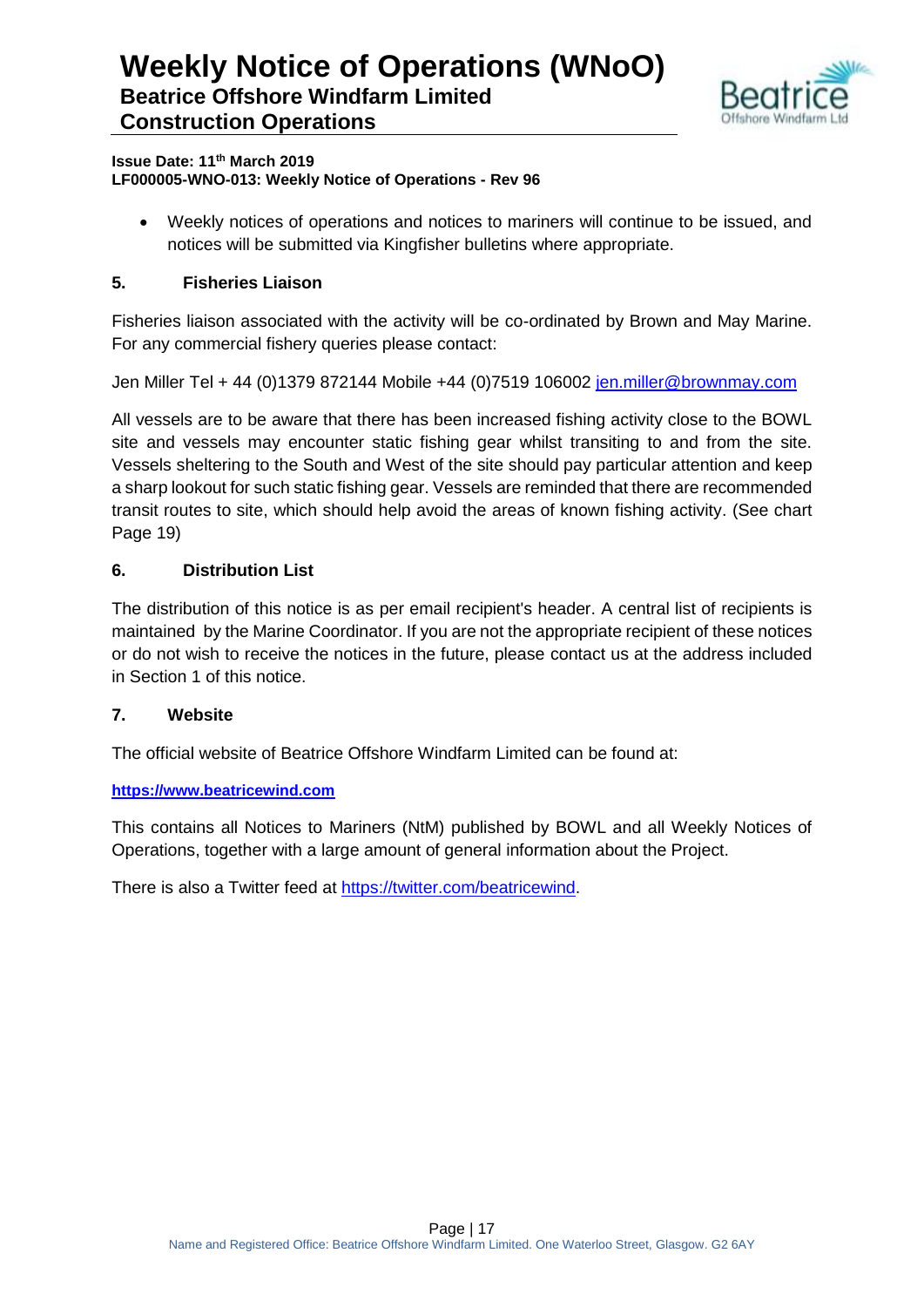- Weekly notices of operations and notices to mariners will continue to be issued, and notices will be submitted via Kingfisher bulletins where appropriate.

## 5. Fisheries Liaison

Fisheries liaison associated with the activity will be co-ordinated by Brown and May Marine. For any commercial fishery queries please contact:

Jen Miller Tel + 44 (0)1379 872144 Mobile +44 (0)7519 106002 jen.miller@brownmay.com

All vessels are to be aware that there has been increased fishing activity close to the BOWL site and vessels may encounter static fishing gear whilst transiting to and from the site. Vessels sheltering to the South and West of the site should pay particular attention and keep a sharp lookout for such static fishing gear. Vessels are reminded that there are recommended transit routes to site, which should help avoid the areas of known fishing activity. (See chart Page 19)

## 6. Distribution List

The distribution of this notice is as per email recipient's header. A central list of recipients is maintained by the Marine Coordinator. If you are not the appropriate recipient of these notices or do not wish to receive the notices in the future, please contact us at the address included in Section 1 of this notice.

## 7. Website

The official website of Beatrice Offshore Windfarm Limited can be found at:

**https://www.beatricewind.com**

This contains all Notices to Mariners (NtM) published by BOWL and all Weekly Notices of Operations, together with a large amount of general information about the Project.

There is also a Twitter feed at https://twitter.com/beatricewind.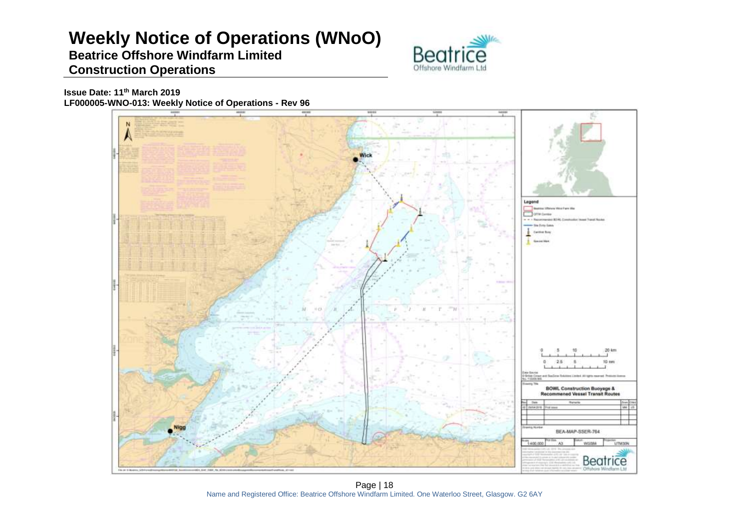# Weekly Notice of Operations (WNoO)

## Beatrice Offshore Windfarm Limited

## Construction Operations

**Issue Date: 11th March 2019**

**LF000005-WNO-013: Weekly Notice of Operations - Rev 96**

Wick

Nigg

Legend

- Beatrice Offshore Wind Farm Site
- OFTW Corridor
- Recommended BOWL Construction Vessel Transit Routes
- Site Entry Gates
- Cardinal Buoy
- Special Mark

0 5 10 20 km

0 2.5 5 10 nm

**BOWL Construction Buoyage & Recommened Vessel Transit Routes**

BEA-MAP-SSER-764

1:400,000 A3 WGS84 UTM30N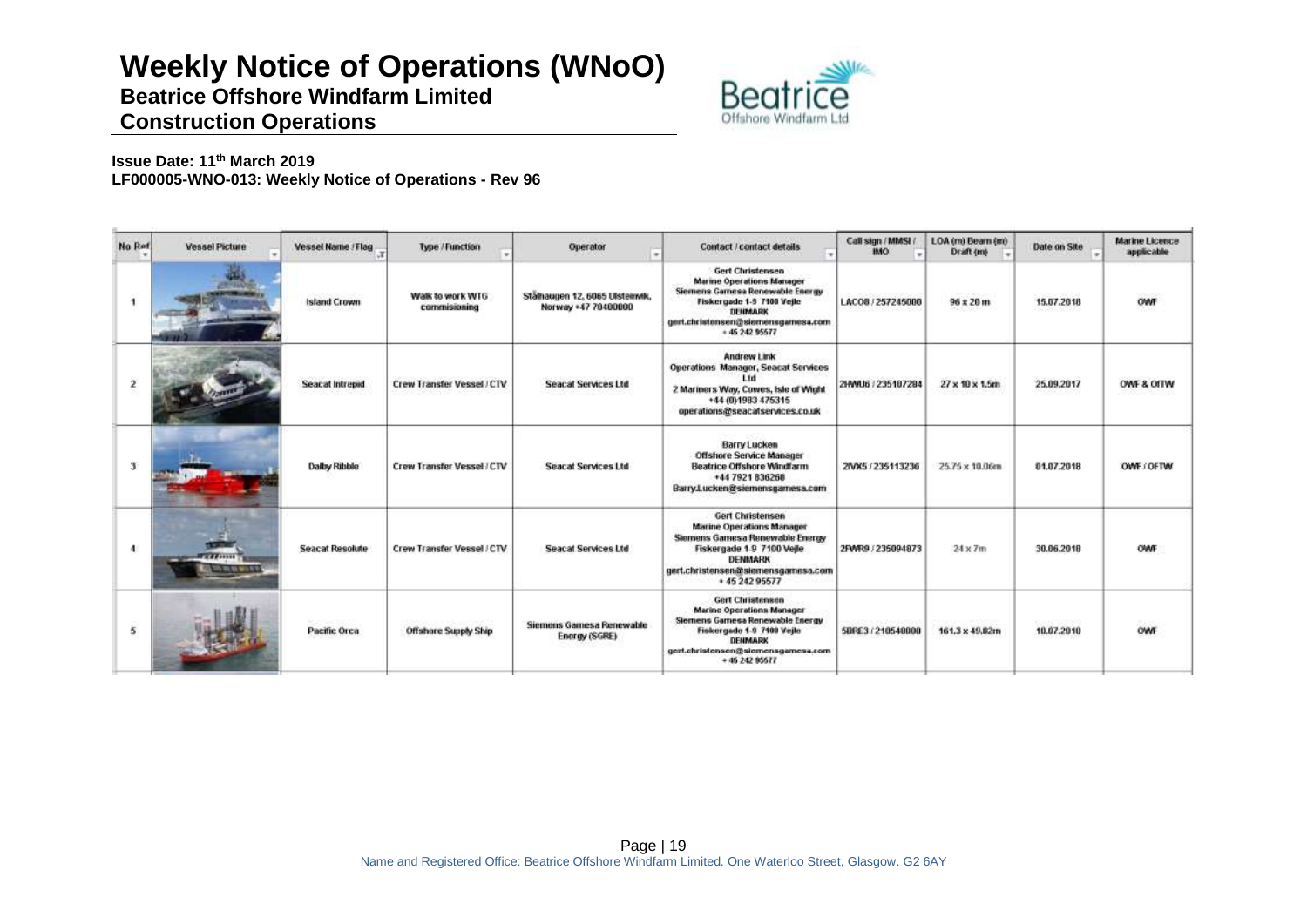# Weekly Notice of Operations (WNoO)

**Beatrice Offshore Windfarm Limited**

**Construction Operations**

**Issue Date: 11[th] March 2019**
**LF000005-WNO-013: Weekly Notice of Operations - Rev 96**

| No Ref | Vessel Picture | Vessel Name / Flag | Type / Function | Operator | Contact / contact details | Call sign / MMSI / IMO | LOA (m) Beam (m) Draft (m) | Date on Site | Marine Licence applicable |
|---|---|---|---|---|---|---|---|---|---|
| 1 | | Island Crown | Walk to work WTG commissioning | Stålhaugen 12, 6065 Ulsteinvik, Norway +47 70400000 | Gert Christensen Marine Operations Manager Siemens Gamesa Renewable Energy Fiskergade 1-9 7100 Vejle DENMARK gert.christensen@siemensgamesa.com + 45 242 95577 | LACO8 / 257245000 | 96 x 20 m | 15.07.2018 | OWF |
| 2 | | Seacat Intrepid | Crew Transfer Vessel / CTV | Seacat Services Ltd | Andrew Link Operations Manager, Seacat Services Ltd 2 Mariners Way, Cowes, Isle of Wight +44 (0)1983 475315 operations@seacatservices.co.uk | 2HWU6 / 235107284 | 27 x 10 x 1.5m | 25.09.2017 | OWF & OfTW |
| 3 | | Dalby Ribble | Crew Transfer Vessel / CTV | Seacat Services Ltd | Barry Lucken Offshore Service Manager Beatrice Offshore Windfarm +44 7921 836268 Barry.Lucken@siemensgamesa.com | 2IVX5 / 235113236 | 25.75 x 10.06m | 01.07.2018 | OWF / OFTW |
| 4 | | Seacat Resolute | Crew Transfer Vessel / CTV | Seacat Services Ltd | Gert Christensen Marine Operations Manager Siemens Gamesa Renewable Energy Fiskergade 1-9 7100 Vejle DENMARK gert.christensen@siemensgamesa.com + 45 242 95577 | 2FWR9 / 235094873 | 24 x 7m | 30.06.2018 | OWF |
| 5 | | Pacific Orca | Offshore Supply Ship | Siemens Gamesa Renewable Energy (SGRE) | Gert Christensen Marine Operations Manager Siemens Gamesa Renewable Energy Fiskergade 1-9 7100 Vejle DENMARK gert.christensen@siemensgamesa.com + 45 242 95577 | 5BRE3 / 210548000 | 161.3 x 49.02m | 10.07.2018 | OWF |

Name and Registered Office: Beatrice Offshore Windfarm Limited. One Waterloo Street, Glasgow. G2 6AY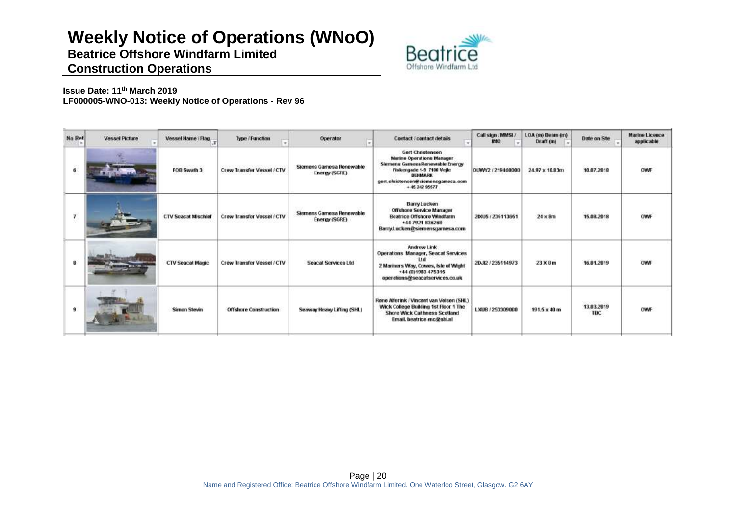# Weekly Notice of Operations (WNoO)

**Beatrice Offshore Windfarm Limited**

**Construction Operations**

**Issue Date: 11th March 2019**
**LF000005-WNO-013: Weekly Notice of Operations - Rev 96**

| No Ref | Vessel Picture | Vessel Name / Flag | Type / Function | Operator | Contact / contact details | Call sign / MMSI / IMO | LOA (m) Beam (m) Draft (m) | Date on Site | Marine Licence applicable |
|---|---|---|---|---|---|---|---|---|---|
| 6 | | FOB Swath 3 | Crew Transfer Vessel / CTV | Siemens Gamesa Renewable Energy (SGRE) | Gert Christensen Marine Operations Manager Siemens Gamesa Renewable Energy Fiskergade 1-9 7100 Vejle DENMARK gert.christensen@siemensgamesa.com +45 242 95577 | OUWY2 / 219460000 | 24.97 x 10.83m | 10.07.2018 | OWF |
| 7 | | CTV Seacat Mischief | Crew Transfer Vessel / CTV | Siemens Gamesa Renewable Energy (SGRE) | Barry Lucken Offshore Service Manager Beatrice Offshore Windfarm +44 7921 836268 Barry.Lucken@siemensgamesa.com | 2DIU5 / 235113651 | 24 x 8m | 15.08.2018 | OWF |
| 8 | | CTV Seacat Magic | Crew Transfer Vessel / CTV | Seacat Services Ltd | Andrew Link Operations Manager, Seacat Services Ltd 2 Mariners Way, Cowes, Isle of Wight +44 (0)1983 475315 operations@seacatservices.co.uk | 2DJI2 / 235114973 | 23 X 8 m | 16.01.2019 | OWF |
| 9 | | Simon Stevin | Offshore Construction | Seaway Heavy Lifting (SHL) | Rene Alferink / Vincent van Velsen (SHL) Wick College Building 1st Floor 1 The Shore Wick Caithness Scotland Email. beatrice-mc@shl.nl | LXUB / 253309000 | 191.5 x 40 m | 13.03.2019 TBC | OWF |

Name and Registered Office: Beatrice Offshore Windfarm Limited. One Waterloo Street, Glasgow. G2 6AY